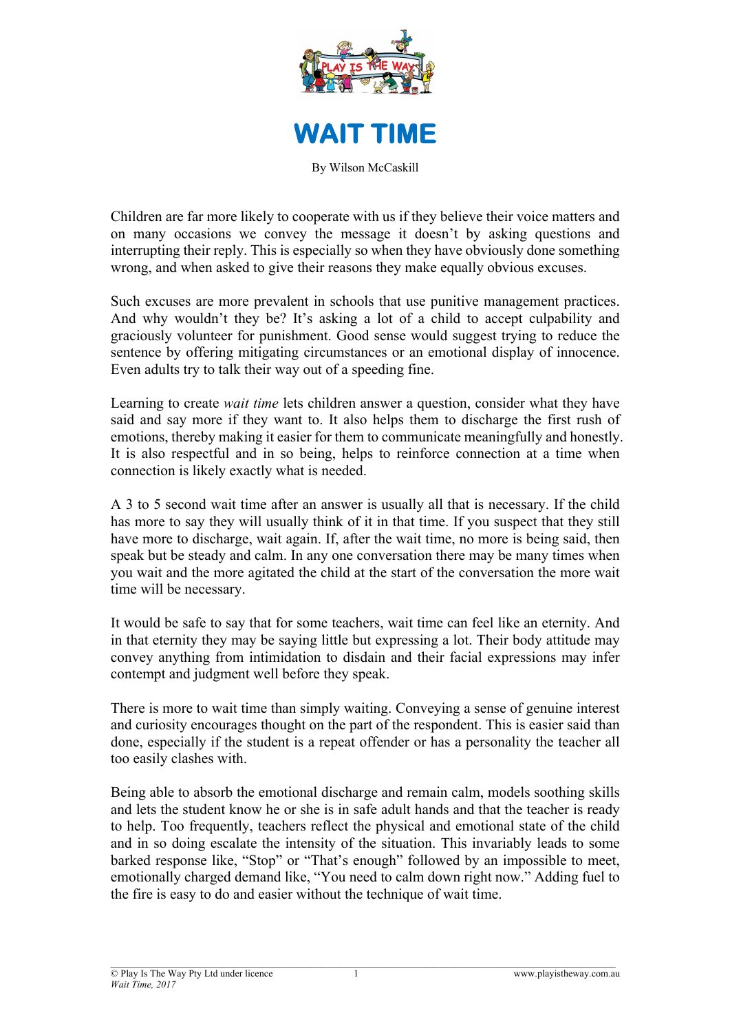# WAIT TIME

By Wilson McCaskill

Children are far more likely to cooperate with us if they believe their voice matters and on many occasions we convey the message it doesn't by asking questions and interrupting their reply. This is especially so when they have obviously done something wrong, and when asked to give their reasons they make equally obvious excuses.

Such excuses are more prevalent in schools that use punitive management practices. And why wouldn't they be? It's asking a lot of a child to accept culpability and graciously volunteer for punishment. Good sense would suggest trying to reduce the sentence by offering mitigating circumstances or an emotional display of innocence. Even adults try to talk their way out of a speeding fine.

Learning to create *wait time* lets children answer a question, consider what they have said and say more if they want to. It also helps them to discharge the first rush of emotions, thereby making it easier for them to communicate meaningfully and honestly. It is also respectful and in so being, helps to reinforce connection at a time when connection is likely exactly what is needed.

A 3 to 5 second wait time after an answer is usually all that is necessary. If the child has more to say they will usually think of it in that time. If you suspect that they still have more to discharge, wait again. If, after the wait time, no more is being said, then speak but be steady and calm. In any one conversation there may be many times when you wait and the more agitated the child at the start of the conversation the more wait time will be necessary.

It would be safe to say that for some teachers, wait time can feel like an eternity. And in that eternity they may be saying little but expressing a lot. Their body attitude may convey anything from intimidation to disdain and their facial expressions may infer contempt and judgment well before they speak.

There is more to wait time than simply waiting. Conveying a sense of genuine interest and curiosity encourages thought on the part of the respondent. This is easier said than done, especially if the student is a repeat offender or has a personality the teacher all too easily clashes with.

Being able to absorb the emotional discharge and remain calm, models soothing skills and lets the student know he or she is in safe adult hands and that the teacher is ready to help. Too frequently, teachers reflect the physical and emotional state of the child and in so doing escalate the intensity of the situation. This invariably leads to some barked response like, "Stop" or "That's enough" followed by an impossible to meet, emotionally charged demand like, "You need to calm down right now." Adding fuel to the fire is easy to do and easier without the technique of wait time.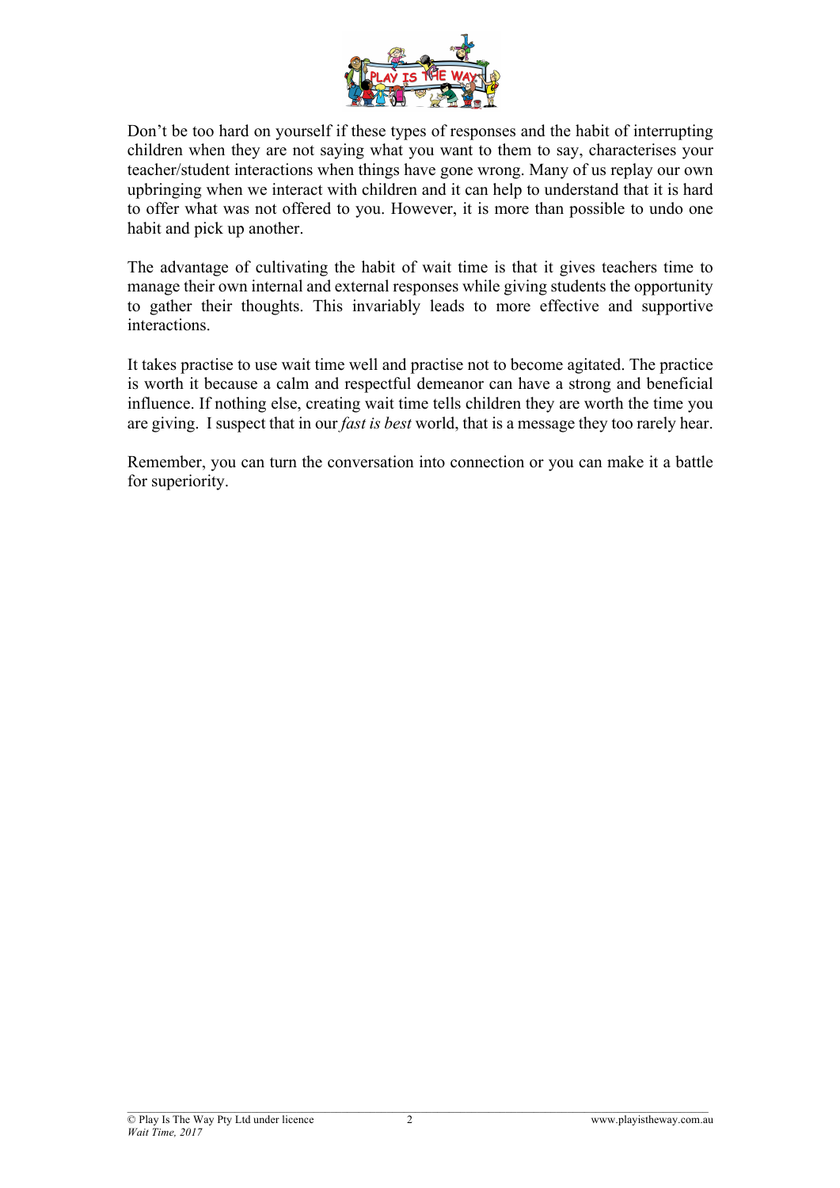Don't be too hard on yourself if these types of responses and the habit of interrupting children when they are not saying what you want to them to say, characterises your teacher/student interactions when things have gone wrong. Many of us replay our own upbringing when we interact with children and it can help to understand that it is hard to offer what was not offered to you. However, it is more than possible to undo one habit and pick up another.

The advantage of cultivating the habit of wait time is that it gives teachers time to manage their own internal and external responses while giving students the opportunity to gather their thoughts. This invariably leads to more effective and supportive interactions.

It takes practise to use wait time well and practise not to become agitated. The practice is worth it because a calm and respectful demeanor can have a strong and beneficial influence. If nothing else, creating wait time tells children they are worth the time you are giving. I suspect that in our *fast is best* world, that is a message they too rarely hear.

Remember, you can turn the conversation into connection or you can make it a battle for superiority.